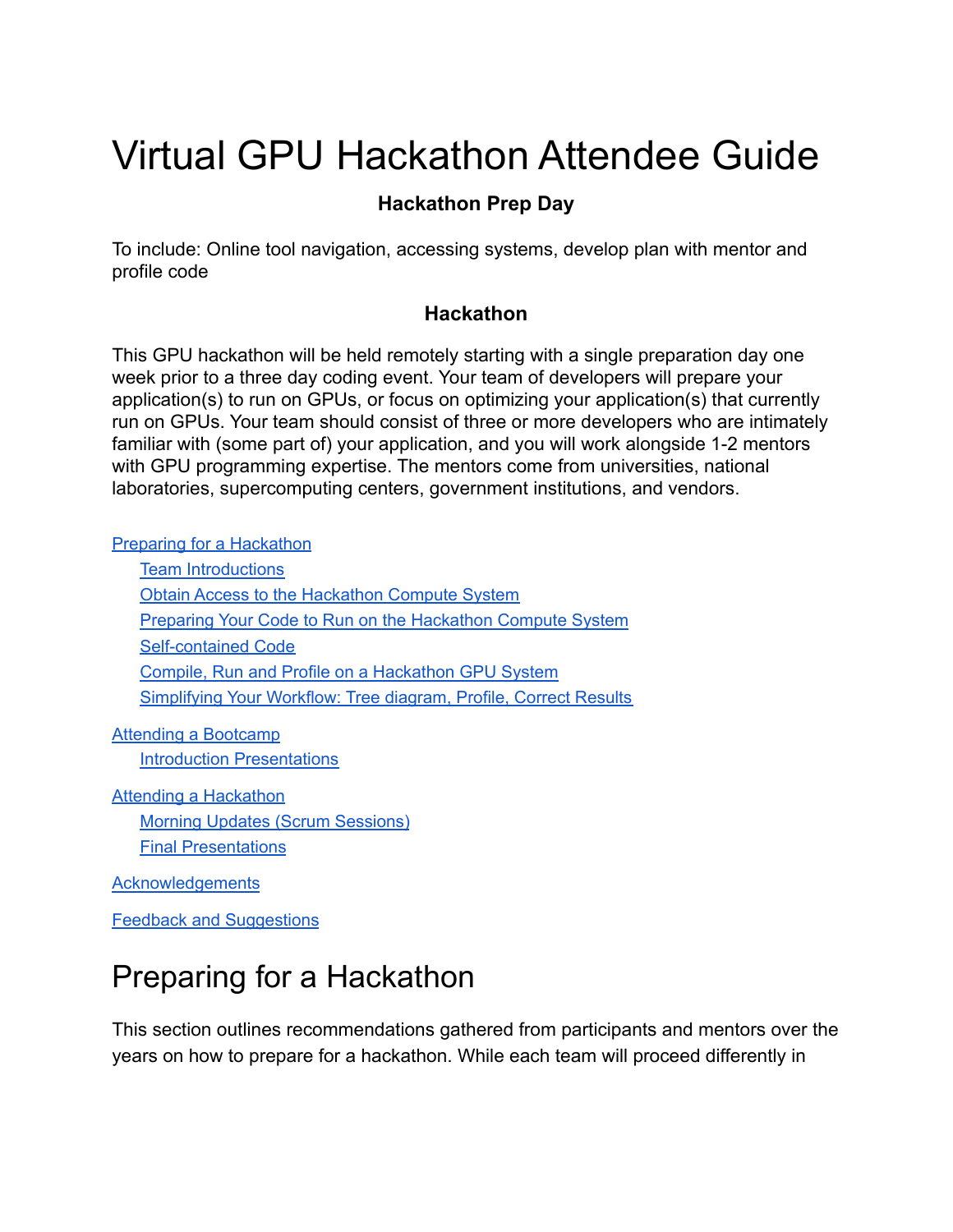# Virtual GPU Hackathon Attendee Guide

### Hackathon Prep Day

To include: Online tool navigation, accessing systems, develop plan with mentor and profile code

### Hackathon

This GPU hackathon will be held remotely starting with a single preparation day one week prior to a three day coding event. Your team of developers will prepare your application(s) to run on GPUs, or focus on optimizing your application(s) that currently run on GPUs. Your team should consist of three or more developers who are intimately familiar with (some part of) your application, and you will work alongside 1-2 mentors with GPU programming expertise. The mentors come from universities, national laboratories, supercomputing centers, government institutions, and vendors.

- Preparing for a Hackathon
  - Team Introductions
  - Obtain Access to the Hackathon Compute System
  - Preparing Your Code to Run on the Hackathon Compute System
  - Self-contained Code
  - Compile, Run and Profile on a Hackathon GPU System
  - Simplifying Your Workflow: Tree diagram, Profile, Correct Results
- Attending a Bootcamp
  - Introduction Presentations
- Attending a Hackathon
  - Morning Updates (Scrum Sessions)
  - Final Presentations
- Acknowledgements
- Feedback and Suggestions

# Preparing for a Hackathon

This section outlines recommendations gathered from participants and mentors over the years on how to prepare for a hackathon. While each team will proceed differently in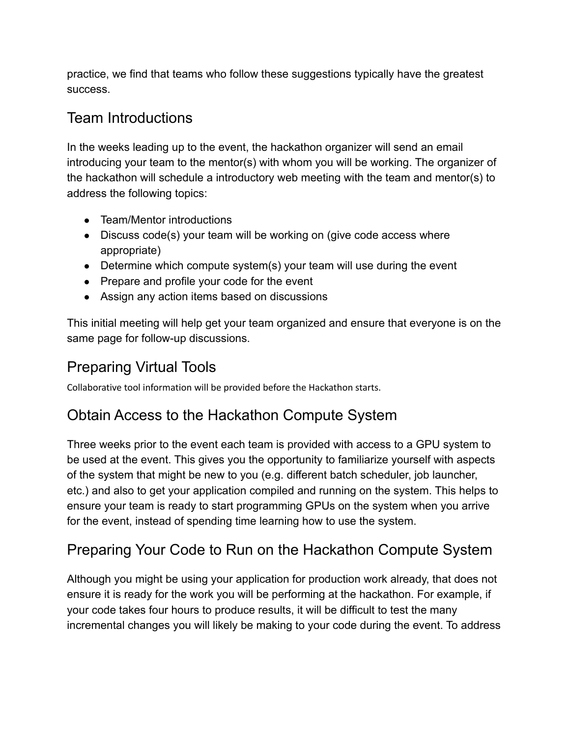practice, we find that teams who follow these suggestions typically have the greatest success.

## Team Introductions

In the weeks leading up to the event, the hackathon organizer will send an email introducing your team to the mentor(s) with whom you will be working. The organizer of the hackathon will schedule a introductory web meeting with the team and mentor(s) to address the following topics:

- Team/Mentor introductions
- Discuss code(s) your team will be working on (give code access where appropriate)
- Determine which compute system(s) your team will use during the event
- Prepare and profile your code for the event
- Assign any action items based on discussions

This initial meeting will help get your team organized and ensure that everyone is on the same page for follow-up discussions.

## Preparing Virtual Tools

Collaborative tool information will be provided before the Hackathon starts.

## Obtain Access to the Hackathon Compute System

Three weeks prior to the event each team is provided with access to a GPU system to be used at the event. This gives you the opportunity to familiarize yourself with aspects of the system that might be new to you (e.g. different batch scheduler, job launcher, etc.) and also to get your application compiled and running on the system. This helps to ensure your team is ready to start programming GPUs on the system when you arrive for the event, instead of spending time learning how to use the system.

## Preparing Your Code to Run on the Hackathon Compute System

Although you might be using your application for production work already, that does not ensure it is ready for the work you will be performing at the hackathon. For example, if your code takes four hours to produce results, it will be difficult to test the many incremental changes you will likely be making to your code during the event. To address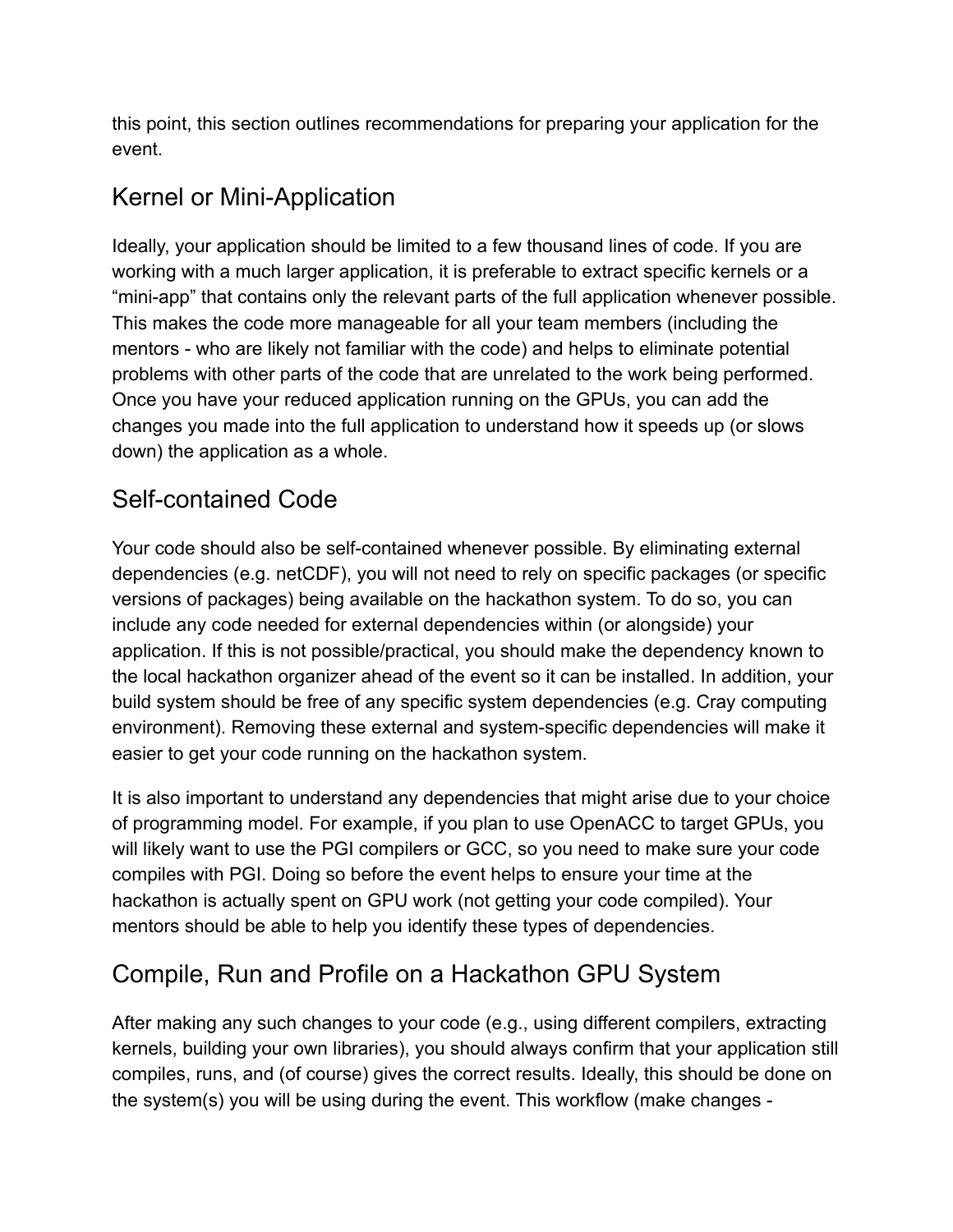this point, this section outlines recommendations for preparing your application for the event.

## Kernel or Mini-Application

Ideally, your application should be limited to a few thousand lines of code. If you are working with a much larger application, it is preferable to extract specific kernels or a “mini-app” that contains only the relevant parts of the full application whenever possible. This makes the code more manageable for all your team members (including the mentors - who are likely not familiar with the code) and helps to eliminate potential problems with other parts of the code that are unrelated to the work being performed. Once you have your reduced application running on the GPUs, you can add the changes you made into the full application to understand how it speeds up (or slows down) the application as a whole.

## Self-contained Code

Your code should also be self-contained whenever possible. By eliminating external dependencies (e.g. netCDF), you will not need to rely on specific packages (or specific versions of packages) being available on the hackathon system. To do so, you can include any code needed for external dependencies within (or alongside) your application. If this is not possible/practical, you should make the dependency known to the local hackathon organizer ahead of the event so it can be installed. In addition, your build system should be free of any specific system dependencies (e.g. Cray computing environment). Removing these external and system-specific dependencies will make it easier to get your code running on the hackathon system.

It is also important to understand any dependencies that might arise due to your choice of programming model. For example, if you plan to use OpenACC to target GPUs, you will likely want to use the PGI compilers or GCC, so you need to make sure your code compiles with PGI. Doing so before the event helps to ensure your time at the hackathon is actually spent on GPU work (not getting your code compiled). Your mentors should be able to help you identify these types of dependencies.

## Compile, Run and Profile on a Hackathon GPU System

After making any such changes to your code (e.g., using different compilers, extracting kernels, building your own libraries), you should always confirm that your application still compiles, runs, and (of course) gives the correct results. Ideally, this should be done on the system(s) you will be using during the event. This workflow (make changes -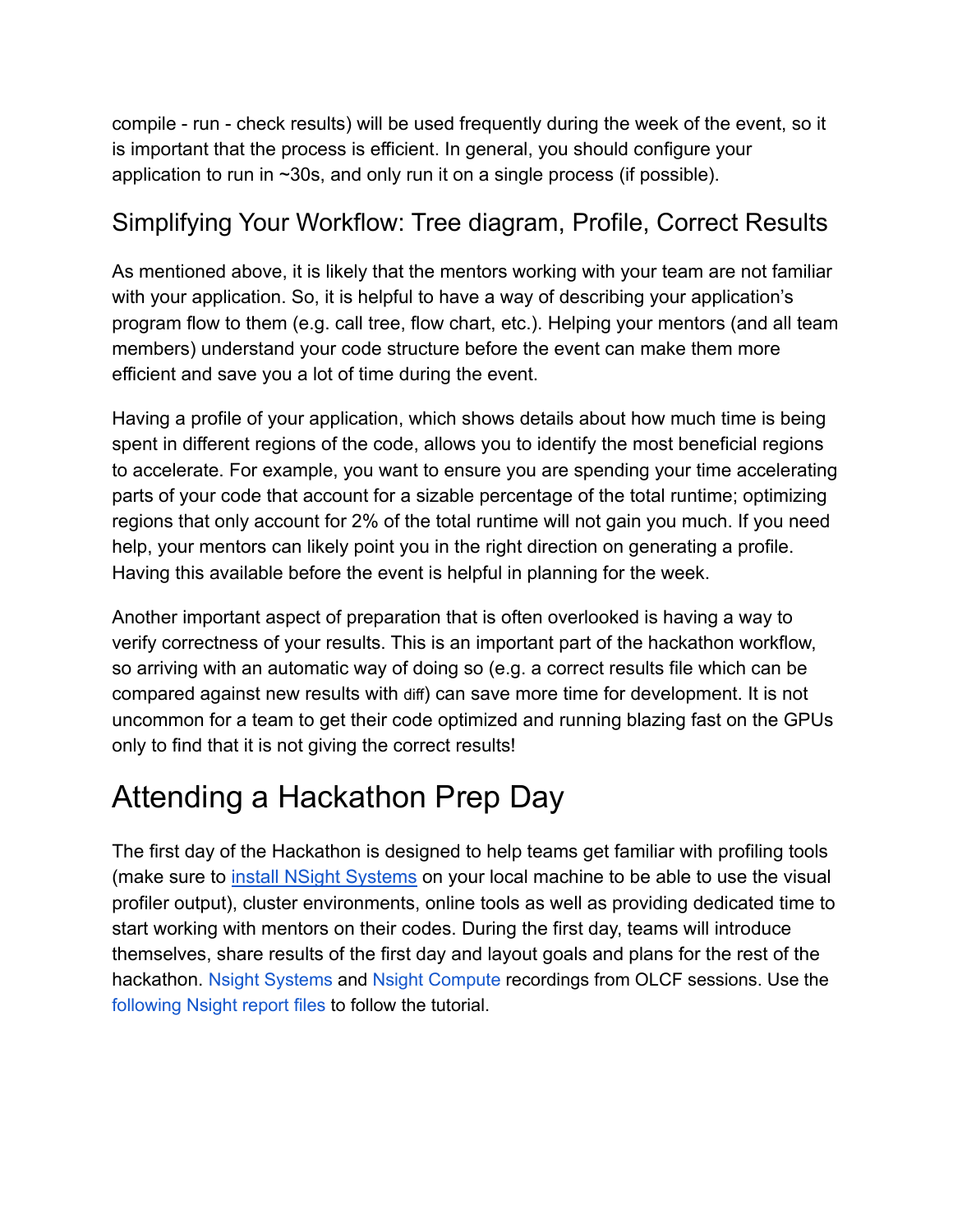compile - run - check results) will be used frequently during the week of the event, so it is important that the process is efficient. In general, you should configure your application to run in ~30s, and only run it on a single process (if possible).

## Simplifying Your Workflow: Tree diagram, Profile, Correct Results

As mentioned above, it is likely that the mentors working with your team are not familiar with your application. So, it is helpful to have a way of describing your application's program flow to them (e.g. call tree, flow chart, etc.). Helping your mentors (and all team members) understand your code structure before the event can make them more efficient and save you a lot of time during the event.

Having a profile of your application, which shows details about how much time is being spent in different regions of the code, allows you to identify the most beneficial regions to accelerate. For example, you want to ensure you are spending your time accelerating parts of your code that account for a sizable percentage of the total runtime; optimizing regions that only account for 2% of the total runtime will not gain you much. If you need help, your mentors can likely point you in the right direction on generating a profile. Having this available before the event is helpful in planning for the week.

Another important aspect of preparation that is often overlooked is having a way to verify correctness of your results. This is an important part of the hackathon workflow, so arriving with an automatic way of doing so (e.g. a correct results file which can be compared against new results with `diff`) can save more time for development. It is not uncommon for a team to get their code optimized and running blazing fast on the GPUs only to find that it is not giving the correct results!

# Attending a Hackathon Prep Day

The first day of the Hackathon is designed to help teams get familiar with profiling tools (make sure to install NSight Systems on your local machine to be able to use the visual profiler output), cluster environments, online tools as well as providing dedicated time to start working with mentors on their codes. During the first day, teams will introduce themselves, share results of the first day and layout goals and plans for the rest of the hackathon. Nsight Systems and Nsight Compute recordings from OLCF sessions. Use the following Nsight report files to follow the tutorial.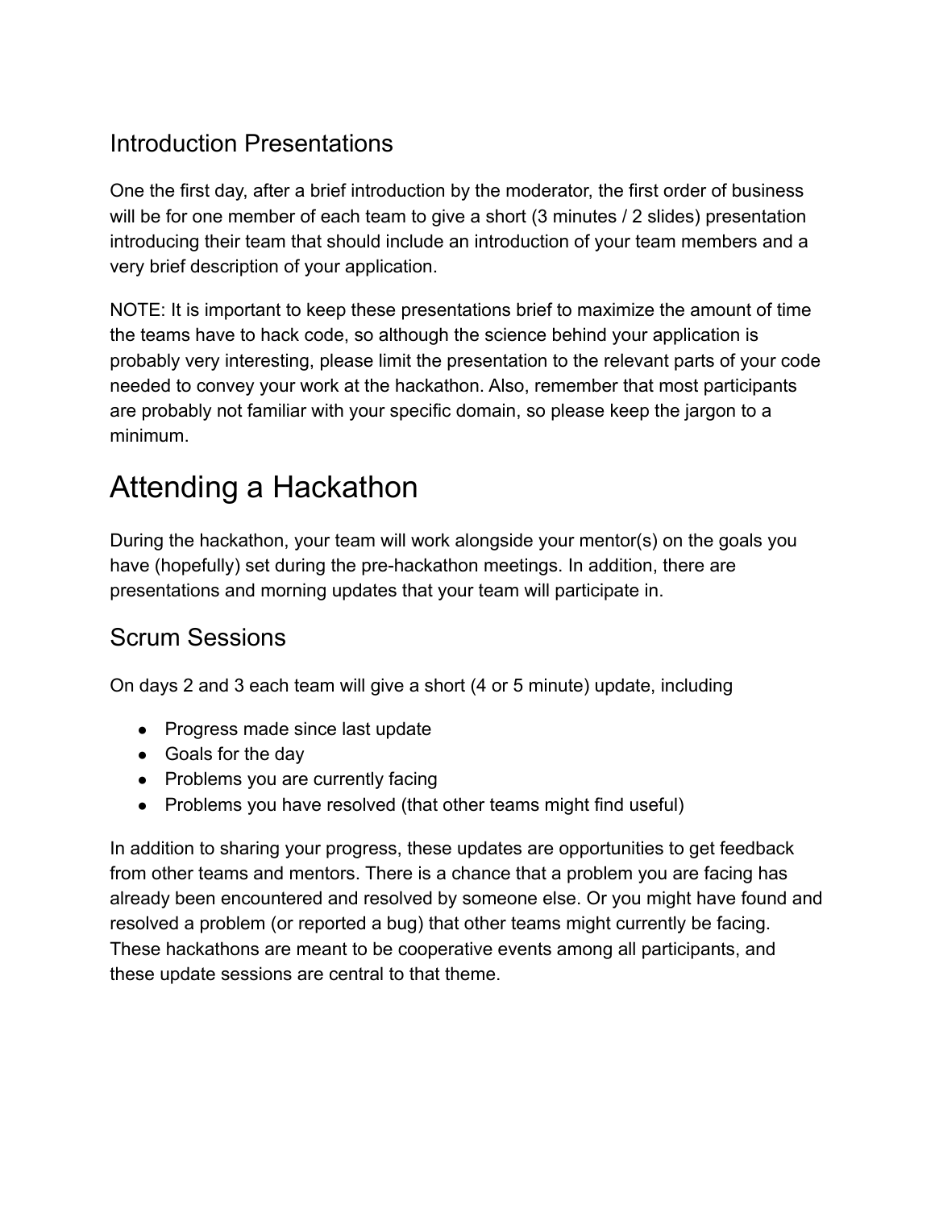## Introduction Presentations

One the first day, after a brief introduction by the moderator, the first order of business will be for one member of each team to give a short (3 minutes / 2 slides) presentation introducing their team that should include an introduction of your team members and a very brief description of your application.

NOTE: It is important to keep these presentations brief to maximize the amount of time the teams have to hack code, so although the science behind your application is probably very interesting, please limit the presentation to the relevant parts of your code needed to convey your work at the hackathon. Also, remember that most participants are probably not familiar with your specific domain, so please keep the jargon to a minimum.

# Attending a Hackathon

During the hackathon, your team will work alongside your mentor(s) on the goals you have (hopefully) set during the pre-hackathon meetings. In addition, there are presentations and morning updates that your team will participate in.

## Scrum Sessions

On days 2 and 3 each team will give a short (4 or 5 minute) update, including

- Progress made since last update
- Goals for the day
- Problems you are currently facing
- Problems you have resolved (that other teams might find useful)

In addition to sharing your progress, these updates are opportunities to get feedback from other teams and mentors. There is a chance that a problem you are facing has already been encountered and resolved by someone else. Or you might have found and resolved a problem (or reported a bug) that other teams might currently be facing. These hackathons are meant to be cooperative events among all participants, and these update sessions are central to that theme.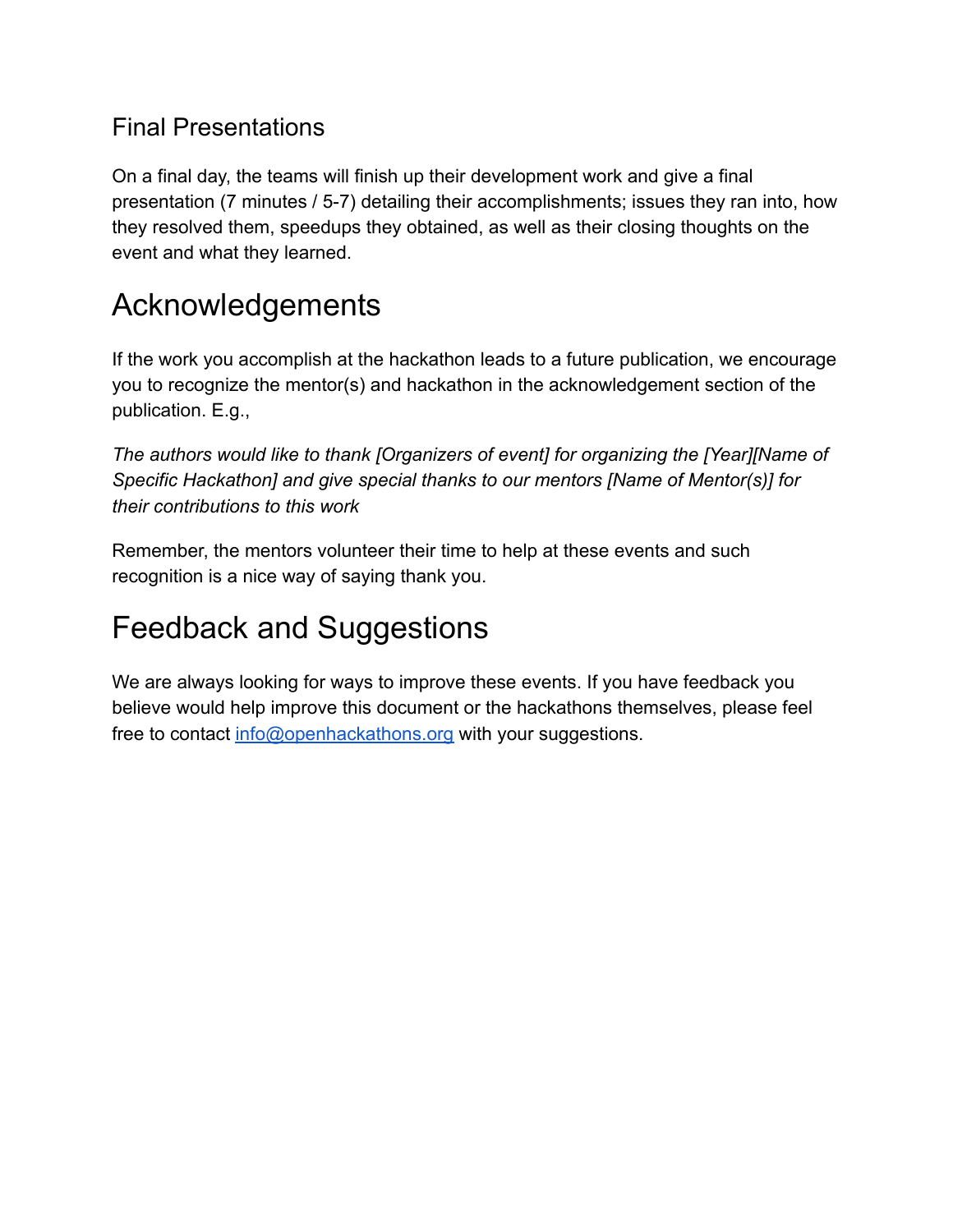### Final Presentations

On a final day, the teams will finish up their development work and give a final presentation (7 minutes / 5-7) detailing their accomplishments; issues they ran into, how they resolved them, speedups they obtained, as well as their closing thoughts on the event and what they learned.

## Acknowledgements

If the work you accomplish at the hackathon leads to a future publication, we encourage you to recognize the mentor(s) and hackathon in the acknowledgement section of the publication. E.g.,

*The authors would like to thank [Organizers of event] for organizing the [Year][Name of Specific Hackathon] and give special thanks to our mentors [Name of Mentor(s)] for their contributions to this work*

Remember, the mentors volunteer their time to help at these events and such recognition is a nice way of saying thank you.

## Feedback and Suggestions

We are always looking for ways to improve these events. If you have feedback you believe would help improve this document or the hackathons themselves, please feel free to contact [info@openhackathons.org](mailto:info@openhackathons.org) with your suggestions.